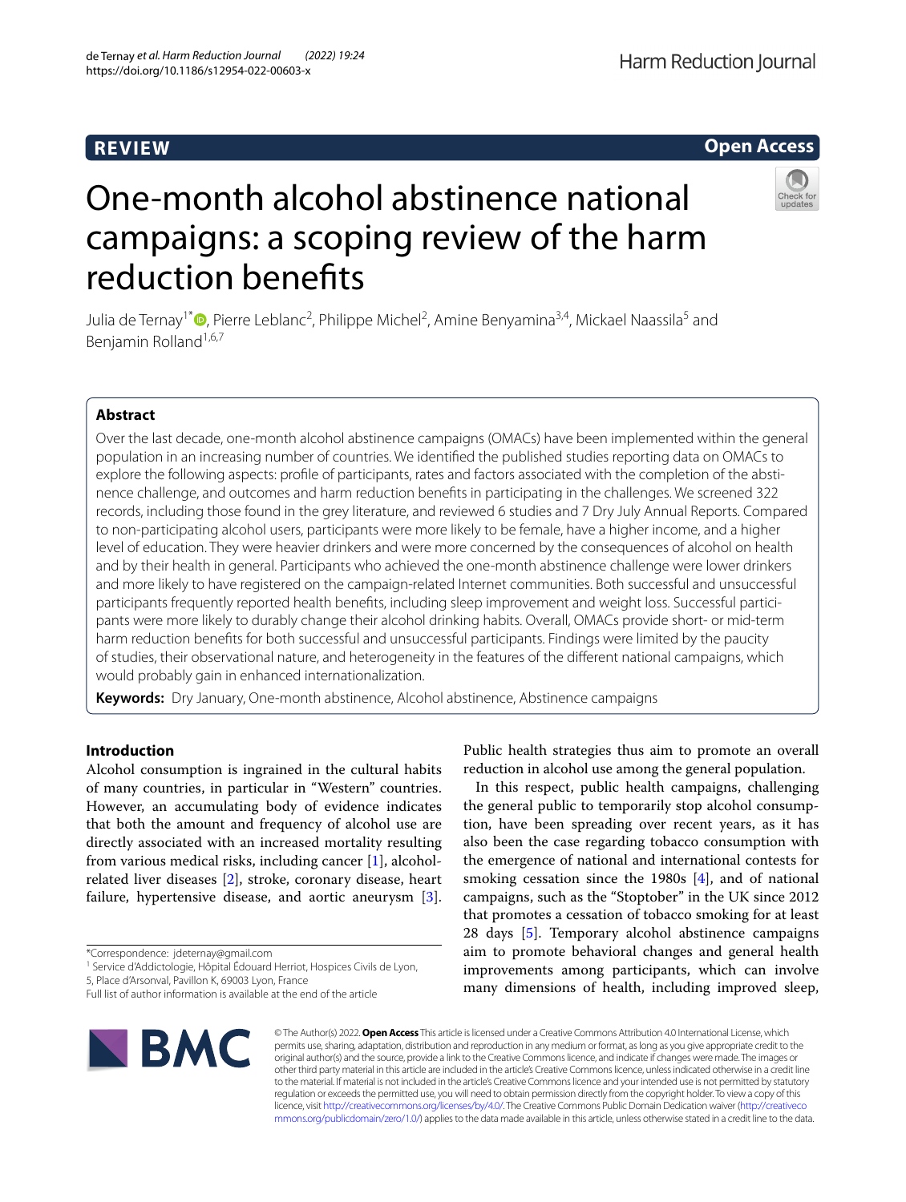REVIEW

Open Access

# One-month alcohol abstinence national campaigns: a scoping review of the harm reduction benefits

Julia de Ternay[1*], Pierre Leblanc[2], Philippe Michel[2], Amine Benyamina[3,4], Mickael Naassila[5] and Benjamin Rolland[1,6,7]

## Abstract

Over the last decade, one-month alcohol abstinence campaigns (OMACs) have been implemented within the general population in an increasing number of countries. We identified the published studies reporting data on OMACs to explore the following aspects: profile of participants, rates and factors associated with the completion of the abstinence challenge, and outcomes and harm reduction benefits in participating in the challenges. We screened 322 records, including those found in the grey literature, and reviewed 6 studies and 7 Dry July Annual Reports. Compared to non-participating alcohol users, participants were more likely to be female, have a higher income, and a higher level of education. They were heavier drinkers and were more concerned by the consequences of alcohol on health and by their health in general. Participants who achieved the one-month abstinence challenge were lower drinkers and more likely to have registered on the campaign-related Internet communities. Both successful and unsuccessful participants frequently reported health benefits, including sleep improvement and weight loss. Successful participants were more likely to durably change their alcohol drinking habits. Overall, OMACs provide short- or mid-term harm reduction benefits for both successful and unsuccessful participants. Findings were limited by the paucity of studies, their observational nature, and heterogeneity in the features of the different national campaigns, which would probably gain in enhanced internationalization.

**Keywords:** Dry January, One-month abstinence, Alcohol abstinence, Abstinence campaigns

## Introduction

Alcohol consumption is ingrained in the cultural habits of many countries, in particular in "Western" countries. However, an accumulating body of evidence indicates that both the amount and frequency of alcohol use are directly associated with an increased mortality resulting from various medical risks, including cancer [1], alcohol-related liver diseases [2], stroke, coronary disease, heart failure, hypertensive disease, and aortic aneurysm [3]. Public health strategies thus aim to promote an overall reduction in alcohol use among the general population.

In this respect, public health campaigns, challenging the general public to temporarily stop alcohol consumption, have been spreading over recent years, as it has also been the case regarding tobacco consumption with the emergence of national and international contests for smoking cessation since the 1980s [4], and of national campaigns, such as the "Stoptober" in the UK since 2012 that promotes a cessation of tobacco smoking for at least 28 days [5]. Temporary alcohol abstinence campaigns aim to promote behavioral changes and general health improvements among participants, which can involve many dimensions of health, including improved sleep,

*Correspondence: jdeternay@gmail.com
[1] Service d'Addictologie, Hôpital Édouard Herriot, Hospices Civils de Lyon, 5, Place d'Arsonval, Pavillon K, 69003 Lyon, France
Full list of author information is available at the end of the article

© The Author(s) 2022. **Open Access** This article is licensed under a Creative Commons Attribution 4.0 International License, which permits use, sharing, adaptation, distribution and reproduction in any medium or format, as long as you give appropriate credit to the original author(s) and the source, provide a link to the Creative Commons licence, and indicate if changes were made. The images or other third party material in this article are included in the article's Creative Commons licence, unless indicated otherwise in a credit line to the material. If material is not included in the article's Creative Commons licence and your intended use is not permitted by statutory regulation or exceeds the permitted use, you will need to obtain permission directly from the copyright holder. To view a copy of this licence, visit http://creativecommons.org/licenses/by/4.0/. The Creative Commons Public Domain Dedication waiver (http://creativecommons.org/publicdomain/zero/1.0/) applies to the data made available in this article, unless otherwise stated in a credit line to the data.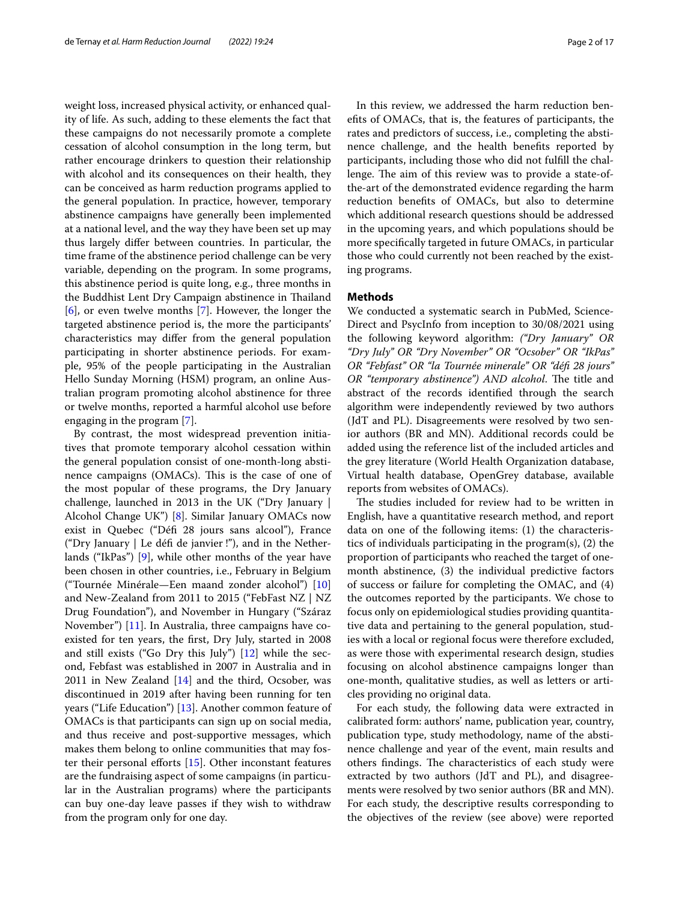weight loss, increased physical activity, or enhanced quality of life. As such, adding to these elements the fact that these campaigns do not necessarily promote a complete cessation of alcohol consumption in the long term, but rather encourage drinkers to question their relationship with alcohol and its consequences on their health, they can be conceived as harm reduction programs applied to the general population. In practice, however, temporary abstinence campaigns have generally been implemented at a national level, and the way they have been set up may thus largely differ between countries. In particular, the time frame of the abstinence period challenge can be very variable, depending on the program. In some programs, this abstinence period is quite long, e.g., three months in the Buddhist Lent Dry Campaign abstinence in Thailand [6], or even twelve months [7]. However, the longer the targeted abstinence period is, the more the participants' characteristics may differ from the general population participating in shorter abstinence periods. For example, 95% of the people participating in the Australian Hello Sunday Morning (HSM) program, an online Australian program promoting alcohol abstinence for three or twelve months, reported a harmful alcohol use before engaging in the program [7].

By contrast, the most widespread prevention initiatives that promote temporary alcohol cessation within the general population consist of one-month-long abstinence campaigns (OMACs). This is the case of one of the most popular of these programs, the Dry January challenge, launched in 2013 in the UK ("Dry January | Alcohol Change UK") [8]. Similar January OMACs now exist in Quebec ("Défi 28 jours sans alcool"), France ("Dry January | Le défi de janvier !"), and in the Netherlands ("IkPas") [9], while other months of the year have been chosen in other countries, i.e., February in Belgium ("Tournée Minérale—Een maand zonder alcohol") [10] and New-Zealand from 2011 to 2015 ("FebFast NZ | NZ Drug Foundation"), and November in Hungary ("Száraz November") [11]. In Australia, three campaigns have co-existed for ten years, the first, Dry July, started in 2008 and still exists ("Go Dry this July") [12] while the second, Febfast was established in 2007 in Australia and in 2011 in New Zealand [14] and the third, Ocsober, was discontinued in 2019 after having been running for ten years ("Life Education") [13]. Another common feature of OMACs is that participants can sign up on social media, and thus receive and post-supportive messages, which makes them belong to online communities that may foster their personal efforts [15]. Other inconstant features are the fundraising aspect of some campaigns (in particular in the Australian programs) where the participants can buy one-day leave passes if they wish to withdraw from the program only for one day.

In this review, we addressed the harm reduction benefits of OMACs, that is, the features of participants, the rates and predictors of success, i.e., completing the abstinence challenge, and the health benefits reported by participants, including those who did not fulfill the challenge. The aim of this review was to provide a state-of-the-art of the demonstrated evidence regarding the harm reduction benefits of OMACs, but also to determine which additional research questions should be addressed in the upcoming years, and which populations should be more specifically targeted in future OMACs, in particular those who could currently not been reached by the existing programs.

## Methods

We conducted a systematic search in PubMed, ScienceDirect and PsycInfo from inception to 30/08/2021 using the following keyword algorithm: *("Dry January" OR "Dry July" OR "Dry November" OR "Ocsober" OR "IkPas" OR "Febfast" OR "la Tournée minerale" OR "défi 28 jours" OR "temporary abstinence") AND alcohol*. The title and abstract of the records identified through the search algorithm were independently reviewed by two authors (JdT and PL). Disagreements were resolved by two senior authors (BR and MN). Additional records could be added using the reference list of the included articles and the grey literature (World Health Organization database, Virtual health database, OpenGrey database, available reports from websites of OMACs).

The studies included for review had to be written in English, have a quantitative research method, and report data on one of the following items: (1) the characteristics of individuals participating in the program(s), (2) the proportion of participants who reached the target of one-month abstinence, (3) the individual predictive factors of success or failure for completing the OMAC, and (4) the outcomes reported by the participants. We chose to focus only on epidemiological studies providing quantitative data and pertaining to the general population, studies with a local or regional focus were therefore excluded, as were those with experimental research design, studies focusing on alcohol abstinence campaigns longer than one-month, qualitative studies, as well as letters or articles providing no original data.

For each study, the following data were extracted in calibrated form: authors' name, publication year, country, publication type, study methodology, name of the abstinence challenge and year of the event, main results and others findings. The characteristics of each study were extracted by two authors (JdT and PL), and disagreements were resolved by two senior authors (BR and MN). For each study, the descriptive results corresponding to the objectives of the review (see above) were reported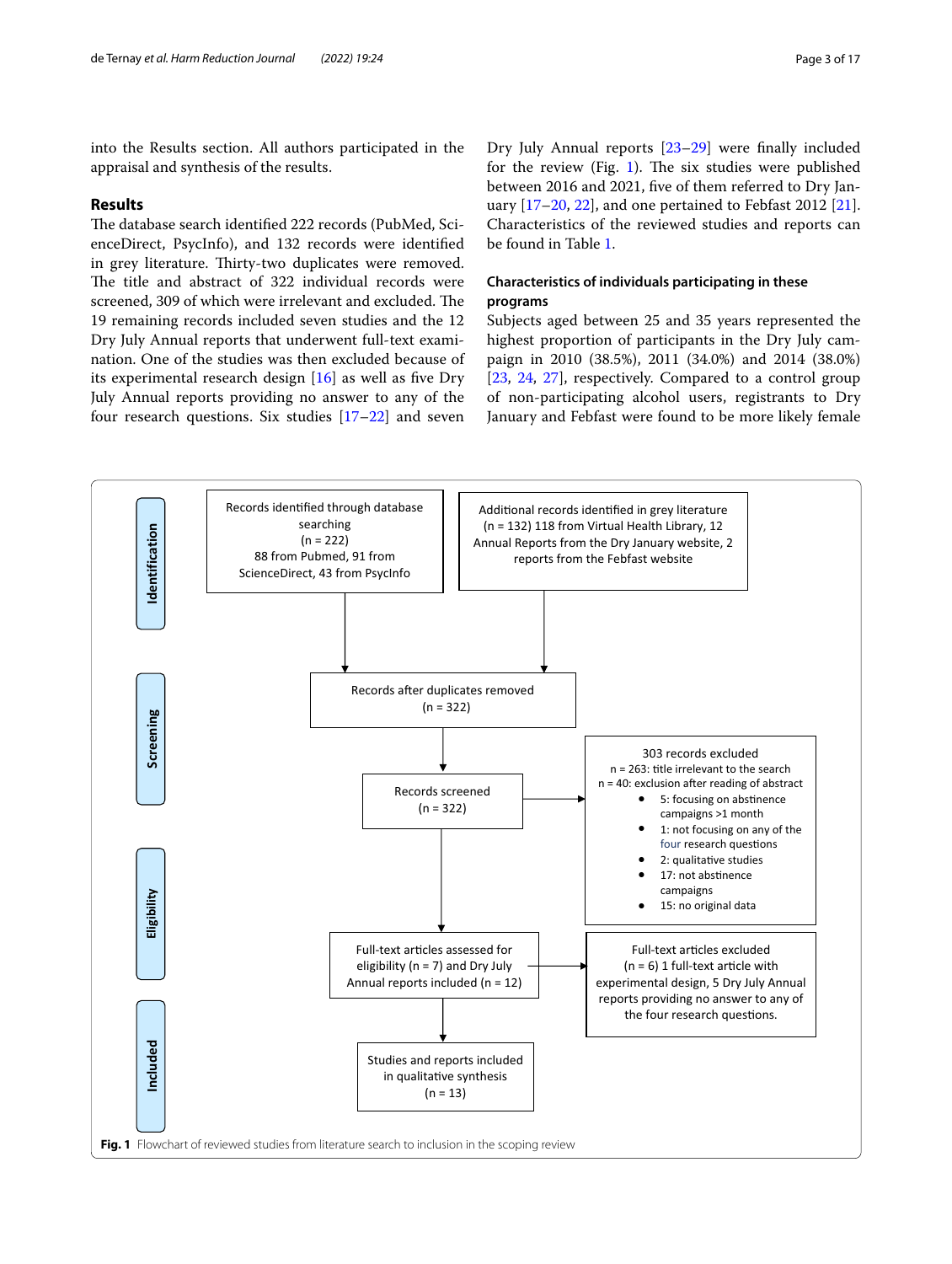into the Results section. All authors participated in the appraisal and synthesis of the results.

## Results

The database search identified 222 records (PubMed, ScienceDirect, PsycInfo), and 132 records were identified in grey literature. Thirty-two duplicates were removed. The title and abstract of 322 individual records were screened, 309 of which were irrelevant and excluded. The 19 remaining records included seven studies and the 12 Dry July Annual reports that underwent full-text examination. One of the studies was then excluded because of its experimental research design [16] as well as five Dry July Annual reports providing no answer to any of the four research questions. Six studies [17–22] and seven Dry July Annual reports [23–29] were finally included for the review (Fig. 1). The six studies were published between 2016 and 2021, five of them referred to Dry January [17–20, 22], and one pertained to Febfast 2012 [21]. Characteristics of the reviewed studies and reports can be found in Table 1.

### Characteristics of individuals participating in these programs

Subjects aged between 25 and 35 years represented the highest proportion of participants in the Dry July campaign in 2010 (38.5%), 2011 (34.0%) and 2014 (38.0%) [23, 24, 27], respectively. Compared to a control group of non-participating alcohol users, registrants to Dry January and Febfast were found to be more likely female

**Identification**

Records identified through database searching (n = 222) 88 from Pubmed, 91 from ScienceDirect, 43 from PsycInfo

Additional records identified in grey literature (n = 132) 118 from Virtual Health Library, 12 Annual Reports from the Dry January website, 2 reports from the Febfast website

**Screening**

Records after duplicates removed (n = 322)

Records screened (n = 322)

303 records excluded
n = 263: title irrelevant to the search
n = 40: exclusion after reading of abstract
- 5: focusing on abstinence campaigns >1 month
- 1: not focusing on any of the four research questions
- 2: qualitative studies
- 17: not abstinence campaigns
- 15: no original data

**Eligibility**

Full-text articles assessed for eligibility (n = 7) and Dry July Annual reports included (n = 12)

Full-text articles excluded (n = 6) 1 full-text article with experimental design, 5 Dry July Annual reports providing no answer to any of the four research questions.

**Included**

Studies and reports included in qualitative synthesis (n = 13)

**Fig. 1** Flowchart of reviewed studies from literature search to inclusion in the scoping review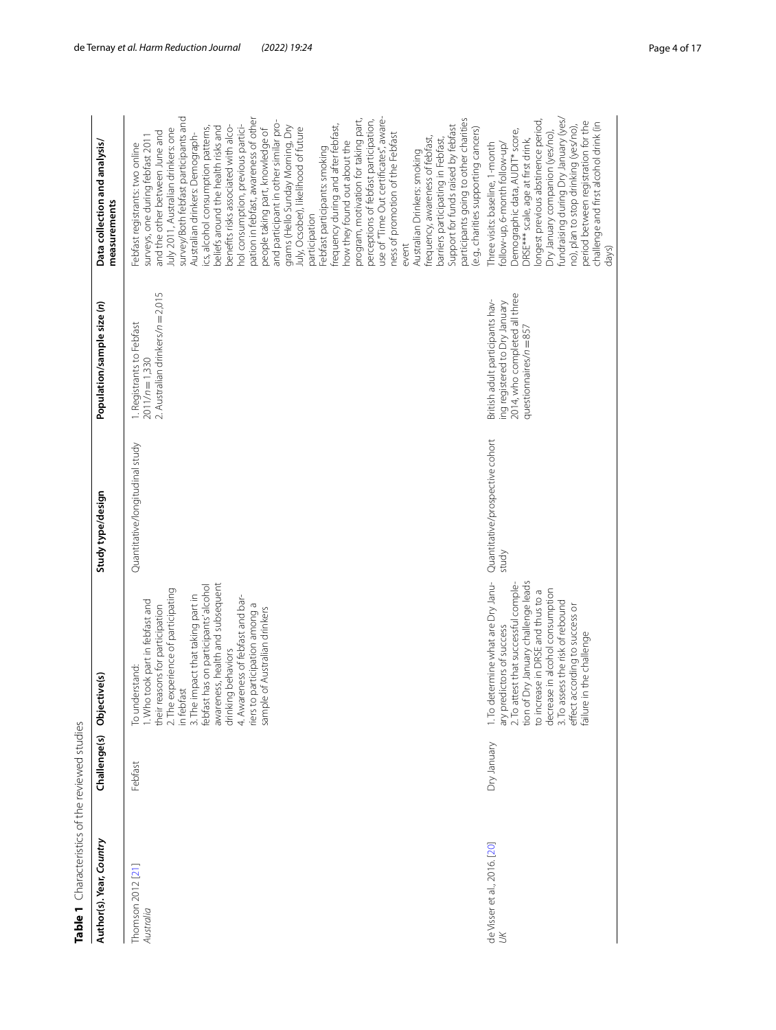**Table 1** Characteristics of the reviewed studies

| Author(s). Year, *Country* | Challenge(s) | Objective(s) | Study type/design | Population/sample size (*n*) | Data collection and analysis/ measurements |
|---|---|---|---|---|---|
| Thomson 2012 [21] *Australia* | Febfast | To understand: 1. Who took part in febfast and their reasons for participation 2. The experience of participating in febfast 3. The impact that taking part in febfast has on participants' alcohol awareness, health and subsequent drinking behaviors 4. Awareness of febfast and barriers to participation among a sample of Australian drinkers | Quantitative/longitudinal study | 1. Registrants to Febfast 2011/*n* = 1,330 2. Australian drinkers/*n* = 2,015 | Febfast registrants: two online surveys, one during febfast 2011 and the other between June and July 2011. Australian drinkers: one survey/Both febfast participants and Australian drinkers: Demographics, alcohol consumption patterns, beliefs around the health risks and benefits risks associated with alcohol consumption, previous participation in febfast, awareness of other people taking part, knowledge of and participant in other similar programs (Hello Sunday Morning, Dry July, Ocsober), likelihood of future participation Febfast participants: smoking frequency during and after febfast, how they found out about the program, motivation for taking part, perceptions of febfast participation, use of "Time Out certificates", awareness of promotion of the Febfast event Australian Drinkers: smoking frequency, awareness of febfast, barriers participating in Febfast, Support for funds raised by febfast participants going to other charities (e.g., charities supporting cancers) |
| de Visser et al., 2016. [20] *UK* | Dry January | 1. To determine what are Dry January predictors of success 2. To attest that successful completion of Dry January challenge leads to increase in DRSE and thus to a decrease in alcohol consumption 3. To assess the risk of rebound effect according to success or failure in the challenge | Quantitative/prospective cohort study | British adult participants having registered to Dry January 2014, who completed all three questionnaires/*n* = 857 | Three visits: baseline, 1-month follow-up, 6-month follow-up/ Demographic data, AUDIT* score, DRSE*** scale, age at first drink, longest previous abstinence period, Dry January companion (yes/no), fundraising during Dry January (yes/no), plan to stop drinking (yes/no), period between registration for the challenge and first alcohol drink (in days) |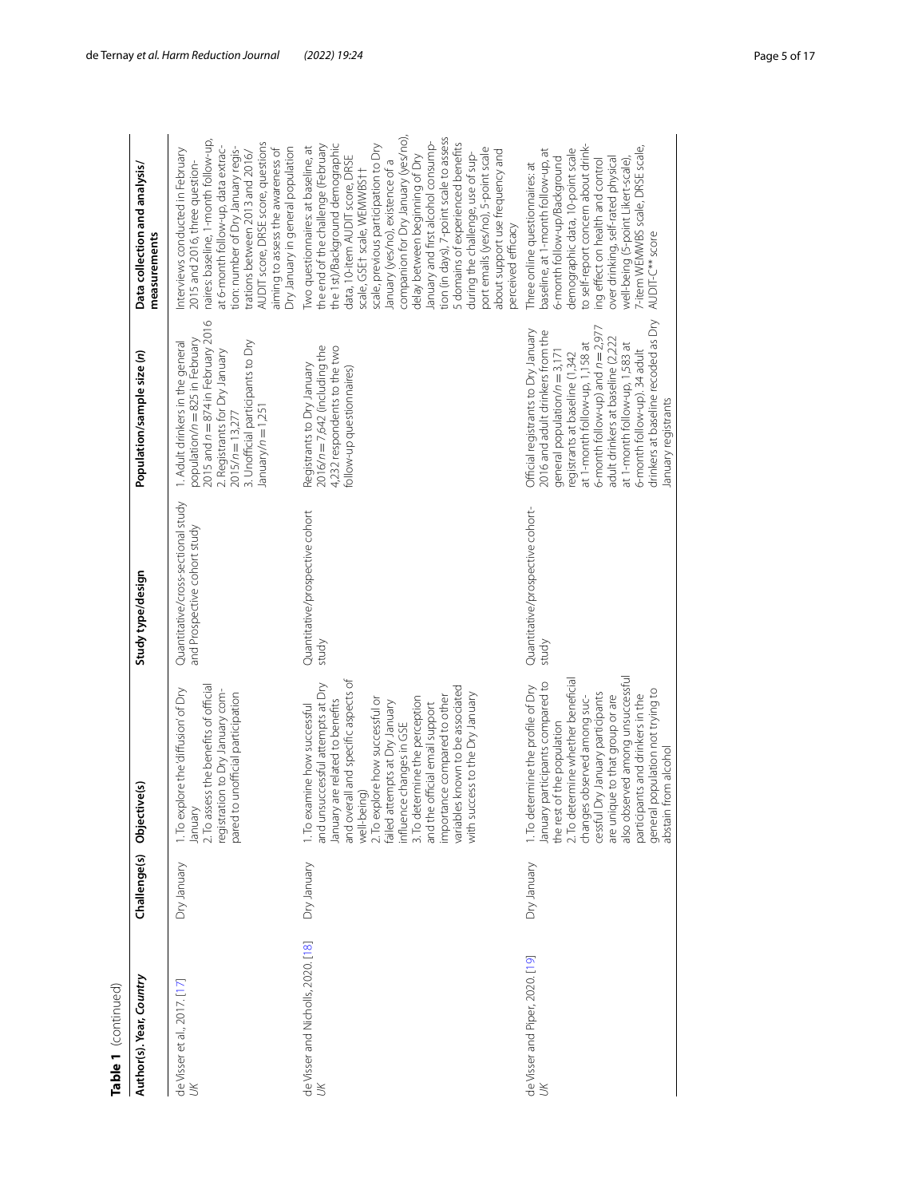**Table 1** (continued)

| Author(s). Year, *Country* | Challenge(s) | Objective(s) | Study type/design | Population/sample size (*n*) | Data collection and analysis/measurements |
|---|---|---|---|---|---|
| de Visser et al., 2017. [17] *UK* | Dry January | 1. To explore the 'diffusion' of Dry January<br>2. To assess the benefits of official registration to Dry January compared to unofficial participation | Quantitative/cross-sectional study and Prospective cohort study | 1. Adult drinkers in the general population/*n* = 825 in February 2015 and *n* = 874 in February 2016<br>2. Registrants for Dry January 2015/*n* = 13,277<br>3. Unofficial participants to Dry January/*n* = 1,251 | Interviews conducted in February 2015 and 2016, three questionnaires: baseline, 1-month follow-up, at 6-month follow-up, data extraction: number of Dry January registrations between 2013 and 2016/ AUDIT score, DRSE score, questions aiming to assess the awareness of Dry January in general population |
| de Visser and Nicholls, 2020. [18] *UK* | Dry January | 1. To examine how successful and unsuccessful attempts at Dry January are related to benefits and overall and specific aspects of well-being)<br>2. To explore how successful or failed attempts at Dry January influence changes in GSE<br>3. To determine the perception and the official email support importance compared to other variables known to be associated with success to the Dry January | Quantitative/prospective cohort study | Registrants to Dry January 2016/*n* = 7,642 (including the 4,232 respondents to the two follow-up questionnaires) | Two questionnaires: at baseline, at the end of the challenge (February the 1st)/Background demographic data, 10-item AUDIT score, DRSE scale, GSE† scale, WEMWBS†† scale, previous participation to Dry January (yes/no), existence of a companion for Dry January (yes/no), delay between beginning of Dry January and first alcohol consumption (in days). 7-point scale to assess 5 domains of experienced benefits during the challenge, use of support emails (yes/no), 5-point scale about support use frequency and perceived efficacy |
| de Visser and Piper, 2020. [19] *UK* | Dry January | 1. To determine the profile of Dry January participants compared to the rest of the population<br>2. To determine whether beneficial changes observed among successful Dry January participants are unique to that group or are also observed among unsuccessful participants and drinkers in the general population not trying to abstain from alcohol | Quantitative/prospective cohort-study | Official registrants to Dry January 2016 and adult drinkers from the general population/*n* = 3,171 registrants at baseline (1,342 at 1-month follow-up, 1,158 at 6-month follow-up) and *n* = 2,977 adult drinkers at baseline (2,222 at 1-month follow-up, 1,583 at 6-month follow-up). 34 adult drinkers at baseline recoded as Dry January registrants | Three online questionnaires: at baseline, at 1-month follow-up, at 6-month follow-up/Background demographic data, 10-point scale to self-report concern about drinking effect on health and control over drinking, self-rated physical well-being (5-point Likert-scale), 7-item WEMWBS scale, DRSE scale, AUDIT-C** score |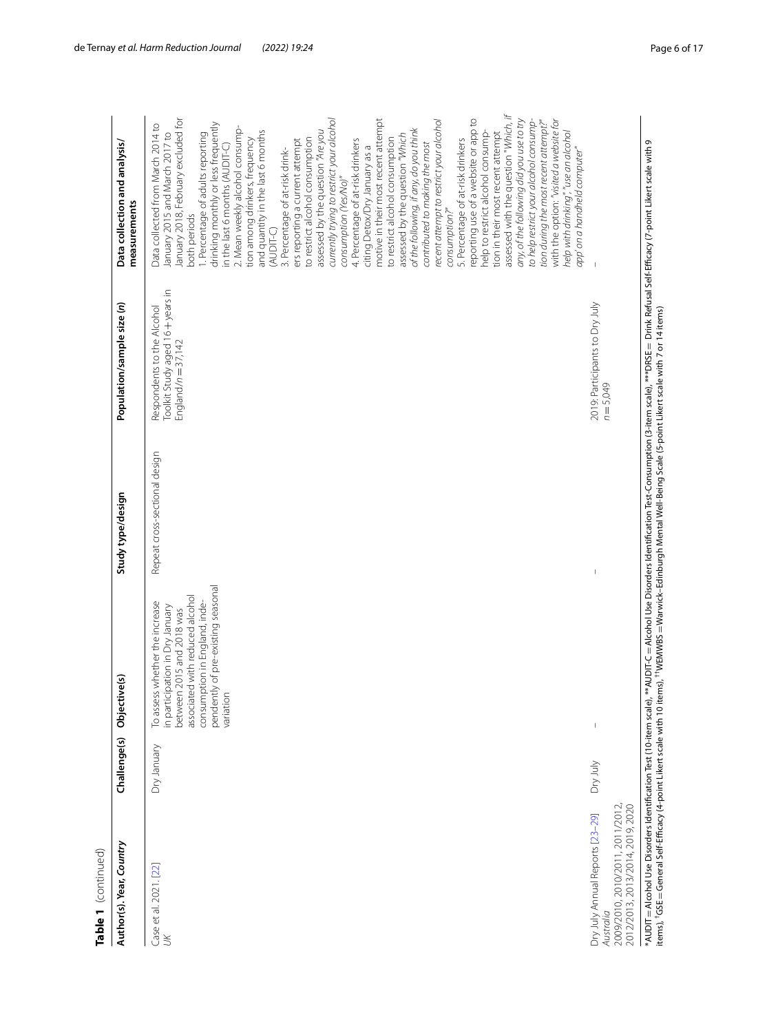**Table 1** (continued)

| Author(s). Year, *Country* | Challenge(s) | Objective(s) | Study type/design | Population/sample size (*n*) | Data collection and analysis/measurements |
|---|---|---|---|---|---|
| Case et al. 2021. [22] *UK* | Dry January | To assess whether the increase in participation in Dry January between 2015 and 2018 was associated with reduced alcohol consumption in England, independently of pre-existing seasonal variation | Repeat cross-sectional design | Respondents to the Alcohol Toolkit Study aged 16 + years in England/*n* = 37,142 | Data collected from March 2014 to January 2015 and March 2017 to January 2018, February excluded for both periods<br>1. Percentage of adults reporting drinking monthly or less frequently in the last 6 months (AUDIT-C)<br>2. Mean weekly alcohol consumption among drinkers, frequency and quantity in the last 6 months (AUDIT-C)<br>3. Percentage of at-risk drinkers reporting a current attempt to restrict alcohol consumption assessed by the question *"Are you currently trying to restrict your alcohol consumption (Yes/No)"*<br>4. Percentage of at-risk drinkers citing Detox/Dry January as a motive in their most recent attempt to restrict alcohol consumption assessed by the question *"Which of the following, if any, do you think contributed to making the most recent attempt to restrict your alcohol consumption?"*<br>5. Percentage of at-risk drinkers reporting use of a website or app to help to restrict alcohol consumption in their most recent attempt assessed with the question *"Which, if any, of the following did you use to try to help restrict your alcohol consumption during the most recent attempt?"* with the option: *"visited a website for help with drinking", "use an alcohol app on a handheld computer"* |
| Dry July Annual Reports [23–29] *Australia* 2009/2010, 2010/2011, 2011/2012, 2012/2013, 2013/2014, 2019, 2020 | Dry July | – | – | 2019: Participants to Dry July *n* = 5,049 | – |

*AUDIT = Alcohol Use Disorders Identification Test (10-item scale), **AUDIT-C = Alcohol Use Disorders Identification Test-Consumption (3-item scale), ***DRSE = Drink Refusal Self-Efficacy (7-point Likert scale with 9 items), †GSE = General Self-Efficacy (4-point Likert scale with 10 items), ††WEMWBS = Warwick–Edinburgh Mental Well-Being Scale (5-point Likert scale with 7 or 14 items)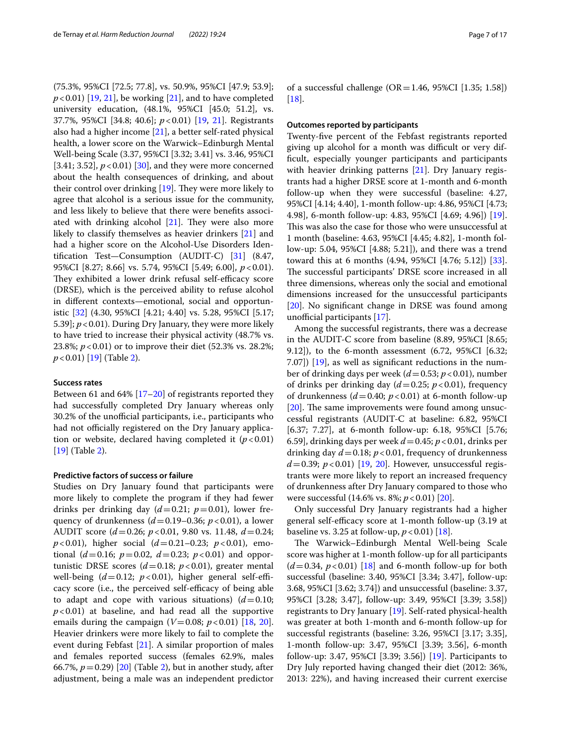(75.3%, 95%CI [72.5; 77.8], vs. 50.9%, 95%CI [47.9; 53.9]; $p < 0.01$) [19, 21], be working [21], and to have completed university education, (48.1%, 95%CI [45.0; 51.2], vs. 37.7%, 95%CI [34.8; 40.6]; $p < 0.01$) [19, 21]. Registrants also had a higher income [21], a better self-rated physical health, a lower score on the Warwick–Edinburgh Mental Well-being Scale (3.37, 95%CI [3.32; 3.41] vs. 3.46, 95%CI [3.41; 3.52], $p < 0.01$) [30], and they were more concerned about the health consequences of drinking, and about their control over drinking [19]. They were more likely to agree that alcohol is a serious issue for the community, and less likely to believe that there were benefits associated with drinking alcohol [21]. They were also more likely to classify themselves as heavier drinkers [21] and had a higher score on the Alcohol-Use Disorders Identification Test—Consumption (AUDIT-C) [31] (8.47, 95%CI [8.27; 8.66] vs. 5.74, 95%CI [5.49; 6.00], $p < 0.01$). They exhibited a lower drink refusal self-efficacy score (DRSE), which is the perceived ability to refuse alcohol in different contexts—emotional, social and opportunistic [32] (4.30, 95%CI [4.21; 4.40] vs. 5.28, 95%CI [5.17; 5.39]; $p < 0.01$). During Dry January, they were more likely to have tried to increase their physical activity (48.7% vs. 23.8%; $p < 0.01$) or to improve their diet (52.3% vs. 28.2%; $p < 0.01$) [19] (Table 2).

#### Success rates

Between 61 and 64% [17–20] of registrants reported they had successfully completed Dry January whereas only 30.2% of the unofficial participants, i.e., participants who had not officially registered on the Dry January application or website, declared having completed it ($p < 0.01$) [19] (Table 2).

#### Predictive factors of success or failure

Studies on Dry January found that participants were more likely to complete the program if they had fewer drinks per drinking day ($d = 0.21$; $p = 0.01$), lower frequency of drunkenness ($d = 0.19$–$0.36$; $p < 0.01$), a lower AUDIT score ($d = 0.26$; $p < 0.01$, 9.80 vs. 11.48, $d = 0.24$; $p < 0.01$), higher social ($d = 0.21$–$0.23$; $p < 0.01$), emotional ($d = 0.16$; $p = 0.02$, $d = 0.23$; $p < 0.01$) and opportunistic DRSE scores ($d = 0.18$; $p < 0.01$), greater mental well-being ($d = 0.12$; $p < 0.01$), higher general self-efficacy score (i.e., the perceived self-efficacy of being able to adapt and cope with various situations) ($d = 0.10$; $p < 0.01$) at baseline, and had read all the supportive emails during the campaign ($V = 0.08$; $p < 0.01$) [18, 20]. Heavier drinkers were more likely to fail to complete the event during Febfast [21]. A similar proportion of males and females reported success (females 62.9%, males 66.7%, $p = 0.29$) [20] (Table 2), but in another study, after adjustment, being a male was an independent predictor of a successful challenge (OR = 1.46, 95%CI [1.35; 1.58]) [18].

#### Outcomes reported by participants

Twenty-five percent of the Febfast registrants reported giving up alcohol for a month was difficult or very difficult, especially younger participants and participants with heavier drinking patterns [21]. Dry January registrants had a higher DRSE score at 1-month and 6-month follow-up when they were successful (baseline: 4.27, 95%CI [4.14; 4.40], 1-month follow-up: 4.86, 95%CI [4.73; 4.98], 6-month follow-up: 4.83, 95%CI [4.69; 4.96]) [19]. This was also the case for those who were unsuccessful at 1 month (baseline: 4.63, 95%CI [4.45; 4.82], 1-month follow-up: 5.04, 95%CI [4.88; 5.21]), and there was a trend toward this at 6 months (4.94, 95%CI [4.76; 5.12]) [33]. The successful participants' DRSE score increased in all three dimensions, whereas only the social and emotional dimensions increased for the unsuccessful participants [20]. No significant change in DRSE was found among unofficial participants [17].

Among the successful registrants, there was a decrease in the AUDIT-C score from baseline (8.89, 95%CI [8.65; 9.12]), to the 6-month assessment (6.72, 95%CI [6.32; 7.07]) [19], as well as significant reductions in the number of drinking days per week ($d = 0.53$; $p < 0.01$), number of drinks per drinking day ($d = 0.25$; $p < 0.01$), frequency of drunkenness ($d = 0.40$; $p < 0.01$) at 6-month follow-up [20]. The same improvements were found among unsuccessful registrants (AUDIT-C at baseline: 6.82, 95%CI [6.37; 7.27], at 6-month follow-up: 6.18, 95%CI [5.76; 6.59], drinking days per week $d = 0.45$; $p < 0.01$, drinks per drinking day $d = 0.18$; $p < 0.01$, frequency of drunkenness $d = 0.39$; $p < 0.01$) [19, 20]. However, unsuccessful registrants were more likely to report an increased frequency of drunkenness after Dry January compared to those who were successful (14.6% vs. 8%; $p < 0.01$) [20].

Only successful Dry January registrants had a higher general self-efficacy score at 1-month follow-up (3.19 at baseline vs. 3.25 at follow-up, $p < 0.01$) [18].

The Warwick–Edinburgh Mental Well-being Scale score was higher at 1-month follow-up for all participants ($d = 0.34$, $p < 0.01$) [18] and 6-month follow-up for both successful (baseline: 3.40, 95%CI [3.34; 3.47], follow-up: 3.68, 95%CI [3.62; 3.74]) and unsuccessful (baseline: 3.37, 95%CI [3.28; 3.47], follow-up: 3.49, 95%CI [3.39; 3.58]) registrants to Dry January [19]. Self-rated physical-health was greater at both 1-month and 6-month follow-up for successful registrants (baseline: 3.26, 95%CI [3.17; 3.35], 1-month follow-up: 3.47, 95%CI [3.39; 3.56], 6-month follow-up: 3.47, 95%CI [3.39; 3.56]) [19]. Participants to Dry July reported having changed their diet (2012: 36%, 2013: 22%), and having increased their current exercise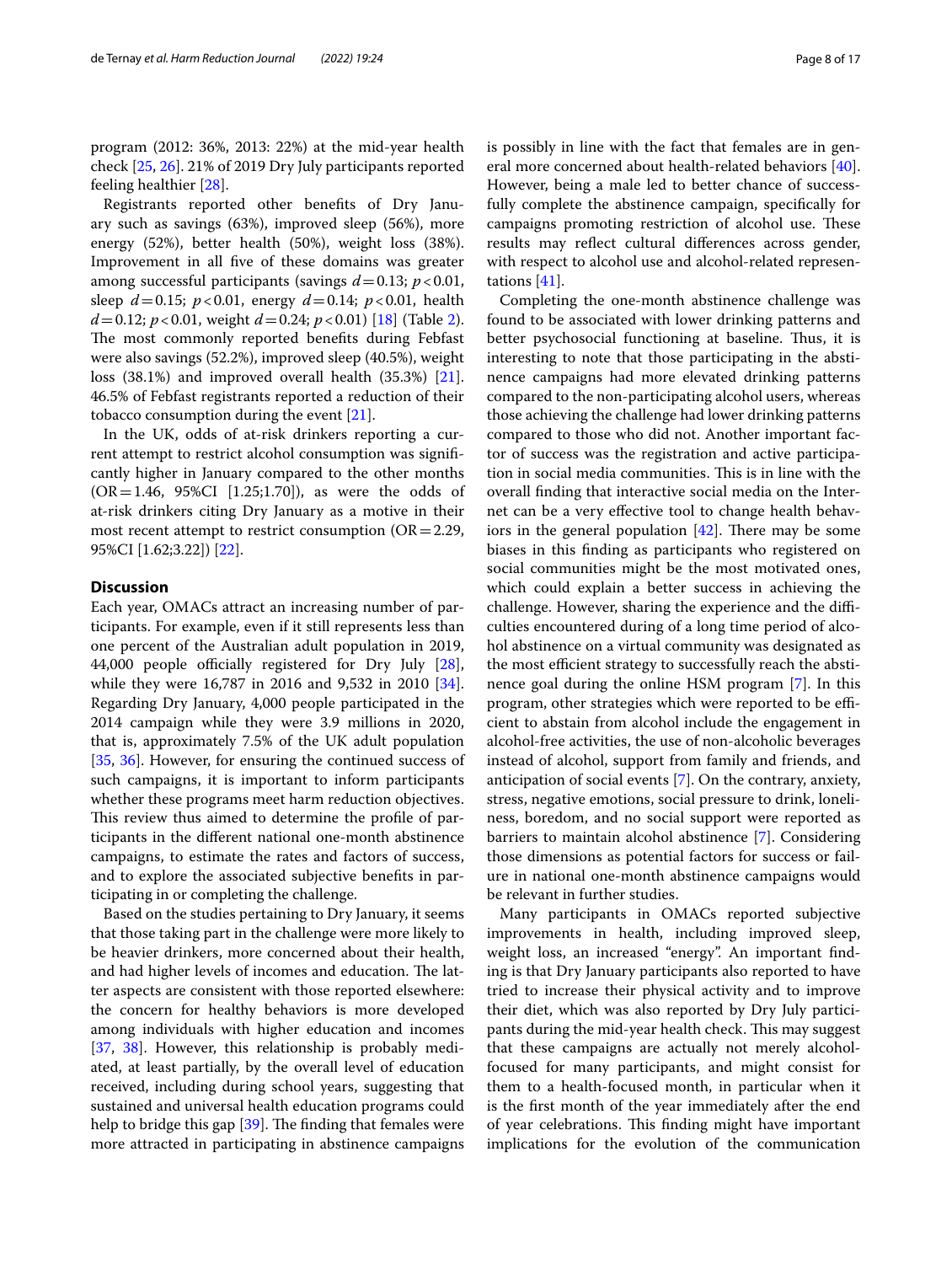program (2012: 36%, 2013: 22%) at the mid-year health check [25, 26]. 21% of 2019 Dry July participants reported feeling healthier [28].

Registrants reported other benefits of Dry January such as savings (63%), improved sleep (56%), more energy (52%), better health (50%), weight loss (38%). Improvement in all five of these domains was greater among successful participants (savings $d = 0.13$; $p < 0.01$, sleep $d = 0.15$; $p < 0.01$, energy $d = 0.14$; $p < 0.01$, health $d = 0.12$; $p < 0.01$, weight $d = 0.24$; $p < 0.01$) [18] (Table 2). The most commonly reported benefits during Febfast were also savings (52.2%), improved sleep (40.5%), weight loss (38.1%) and improved overall health (35.3%) [21]. 46.5% of Febfast registrants reported a reduction of their tobacco consumption during the event [21].

In the UK, odds of at-risk drinkers reporting a current attempt to restrict alcohol consumption was significantly higher in January compared to the other months (OR = 1.46, 95%CI [1.25;1.70]), as were the odds of at-risk drinkers citing Dry January as a motive in their most recent attempt to restrict consumption (OR = 2.29, 95%CI [1.62;3.22]) [22].

## Discussion

Each year, OMACs attract an increasing number of participants. For example, even if it still represents less than one percent of the Australian adult population in 2019, 44,000 people officially registered for Dry July [28], while they were 16,787 in 2016 and 9,532 in 2010 [34]. Regarding Dry January, 4,000 people participated in the 2014 campaign while they were 3.9 millions in 2020, that is, approximately 7.5% of the UK adult population [35, 36]. However, for ensuring the continued success of such campaigns, it is important to inform participants whether these programs meet harm reduction objectives. This review thus aimed to determine the profile of participants in the different national one-month abstinence campaigns, to estimate the rates and factors of success, and to explore the associated subjective benefits in participating in or completing the challenge.

Based on the studies pertaining to Dry January, it seems that those taking part in the challenge were more likely to be heavier drinkers, more concerned about their health, and had higher levels of incomes and education. The latter aspects are consistent with those reported elsewhere: the concern for healthy behaviors is more developed among individuals with higher education and incomes [37, 38]. However, this relationship is probably mediated, at least partially, by the overall level of education received, including during school years, suggesting that sustained and universal health education programs could help to bridge this gap [39]. The finding that females were more attracted in participating in abstinence campaigns is possibly in line with the fact that females are in general more concerned about health-related behaviors [40]. However, being a male led to better chance of successfully complete the abstinence campaign, specifically for campaigns promoting restriction of alcohol use. These results may reflect cultural differences across gender, with respect to alcohol use and alcohol-related representations [41].

Completing the one-month abstinence challenge was found to be associated with lower drinking patterns and better psychosocial functioning at baseline. Thus, it is interesting to note that those participating in the abstinence campaigns had more elevated drinking patterns compared to the non-participating alcohol users, whereas those achieving the challenge had lower drinking patterns compared to those who did not. Another important factor of success was the registration and active participation in social media communities. This is in line with the overall finding that interactive social media on the Internet can be a very effective tool to change health behaviors in the general population [42]. There may be some biases in this finding as participants who registered on social communities might be the most motivated ones, which could explain a better success in achieving the challenge. However, sharing the experience and the difficulties encountered during of a long time period of alcohol abstinence on a virtual community was designated as the most efficient strategy to successfully reach the abstinence goal during the online HSM program [7]. In this program, other strategies which were reported to be efficient to abstain from alcohol include the engagement in alcohol-free activities, the use of non-alcoholic beverages instead of alcohol, support from family and friends, and anticipation of social events [7]. On the contrary, anxiety, stress, negative emotions, social pressure to drink, loneliness, boredom, and no social support were reported as barriers to maintain alcohol abstinence [7]. Considering those dimensions as potential factors for success or failure in national one-month abstinence campaigns would be relevant in further studies.

Many participants in OMACs reported subjective improvements in health, including improved sleep, weight loss, an increased "energy". An important finding is that Dry January participants also reported to have tried to increase their physical activity and to improve their diet, which was also reported by Dry July participants during the mid-year health check. This may suggest that these campaigns are actually not merely alcohol-focused for many participants, and might consist for them to a health-focused month, in particular when it is the first month of the year immediately after the end of year celebrations. This finding might have important implications for the evolution of the communication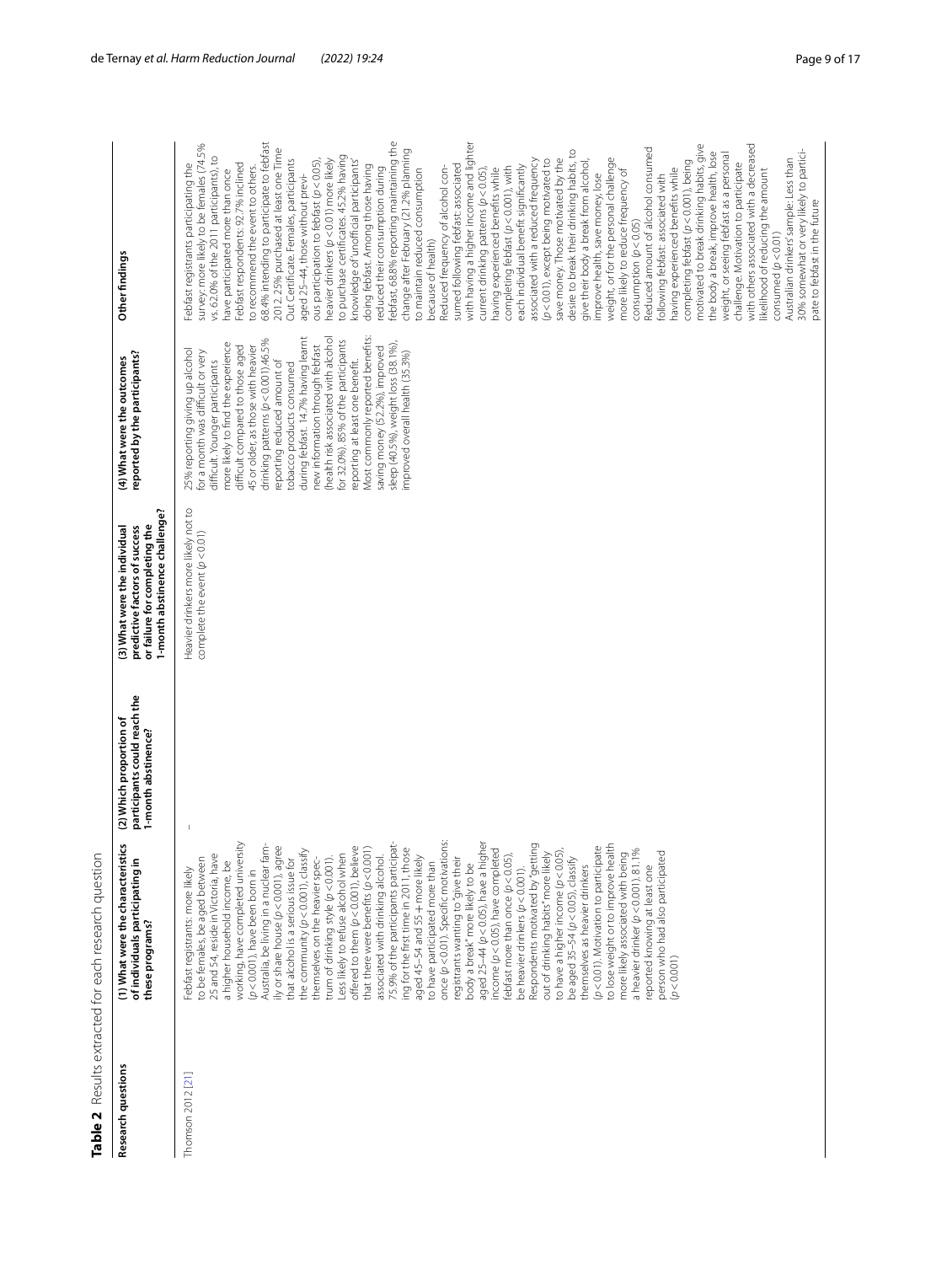**Table 2** Results extracted for each research question

| Research questions | (1) What were the characteristics of individuals participating in these programs? | (2) Which proportion of participants could reach the 1-month abstinence? | (3) What were the individual predictive factors of success or failure for completing the 1-month abstinence challenge? | (4) What were the outcomes reported by the participants? | Other findings |
|---|---|---|---|---|---|
| Thomson 2012 [21] | Febfast registrants: more likely to be females, be aged between 25 and 54, reside in Victoria, have a higher household income, be working, have completed university ($p<0.001$), have been born in Australia, be living in a nuclear family or share house ($p<0.001$), agree that alcohol is a serious issue for the community ($p<0.001$), classify themselves on the heavier spectrum of drinking style ($p<0.001$). Less likely to refuse alcohol when offered to them ($p<0.001$), believe that there were benefits ($p<0.001$) associated with drinking alcohol. 75.9% of the participants participating for the first time in 2011, those aged 45–54 and 55+ more likely to have participated more than once ($p<0.01$). Specific motivations: registrants wanting to "give their body a break" more likely to be aged 25–44 ($p<0.05$), have a higher income ($p<0.05$), have completed febfast more than once ($p<0.05$), be heavier drinkers ($p<0.001$). Respondents motivated by "getting out of drinking habits" more likely to have a higher income ($p<0.05$), be aged 35–54 ($p<0.05$), classify themselves as heavier drinkers ($p<0.01$). Motivation to participate to lose weight or to improve health more likely associated with being a heavier drinker ($p<0.001$). 81.1% reported knowing at least one person who had also participated ($p<0.001$) | – | Heavier drinkers more likely not to complete the event ($p<0.01$) | 25% reporting giving up alcohol for a month was difficult or very difficult. Younger participants more likely to find the experience difficult compared to those aged 45 or older, as those with heavier drinking patterns ($p<0.001$). 46.5% reporting reduced amount of tobacco products consumed during febfast. 14.7% having learnt new information through febfast (health risk associated with alcohol for 32.0%). 85% of the participants reporting at least one benefit. Most commonly reported benefits: saving money (52.2%), improved sleep (40.5%), weight loss (38.1%), improved overall health (35.3%) | Febfast registrants participating the survey: more likely to be females (74.5% vs. 62.0% of the 2011 participants), to have participated more than once. Febfast respondents: 92.7% inclined to recommend the event to others. 68.4% intending to participate to febfast 2012. 25% purchased at least one Time Out Certificate. Females, participants aged 25–44, those without previous participation to febfast ($p<0.05$), heavier drinkers ($p<0.01$) more likely to purchase certificates. 45.2% having knowledge of 'unofficial participants' doing febfast. Among those having reduced their consumption during febfast, 68.8% reporting maintaining the change after February (21.2% planning to maintain reduced consumption because of health). Reduced frequency of alcohol consumed following febfast: associated with having a higher income and lighter current drinking patterns ($p<0.05$), having experienced benefits while completing febfast ($p<0.001$), with each individual benefit significantly associated with a reduced frequency ($p<0.01$), except being motivated to save money. Those motivated by the desire to break their drinking habits, to give their body a break from alcohol, improve health, save money, lose weight, or for the personal challenge more likely to reduce frequency of consumption ($p<0.05$). Reduced amount of alcohol consumed following febfast: associated with having experienced benefits while completing febfast ($p<0.001$), being motivated to break drinking habits, give the body a break, improve health, lose weight, or seeing febfast as a personal challenge. Motivation to participate with others associated with a decreased likelihood of reducing the amount consumed ($p<0.01$). Australian drinkers' sample: Less than 30% somewhat or very likely to participate to febfast in the future |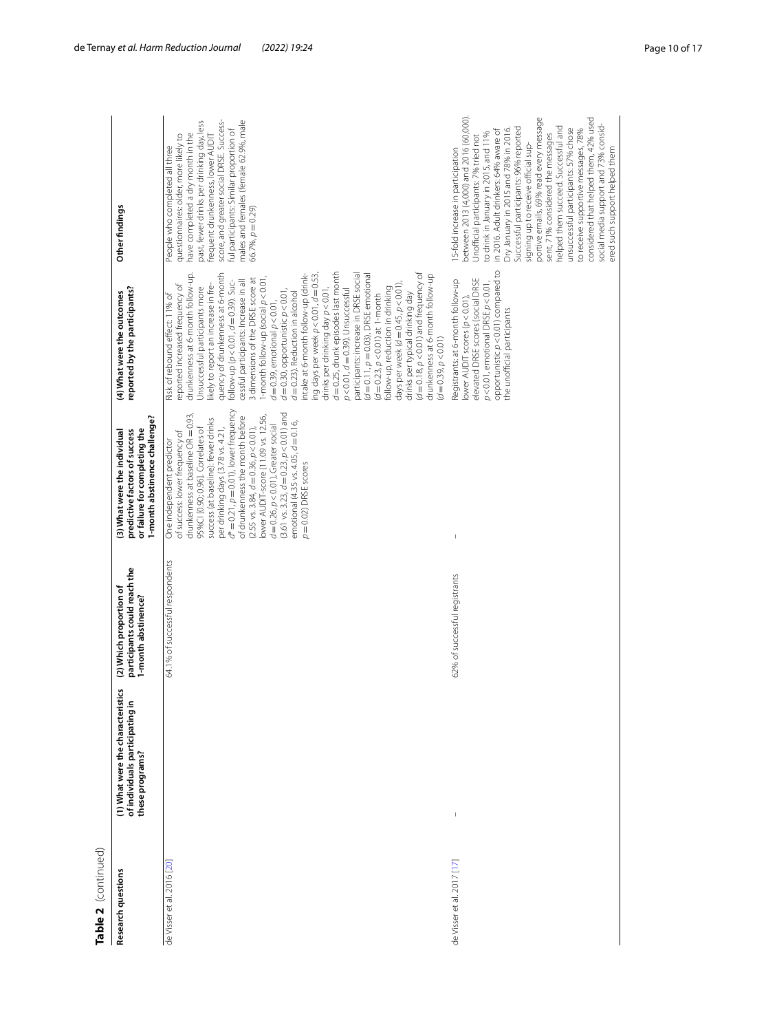**Table 2** (continued)

| Research questions | (1) What were the characteristics of individuals participating in these programs? | (2) Which proportion of participants could reach the 1-month abstinence? | (3) What were the individual predictive factors of success or failure for completing the 1-month abstinence challenge? | (4) What were the outcomes reported by the participants? | Other findings |
|---|---|---|---|---|---|
| de Visser et al. 2016 [20] | | 64.1% of successful respondents | One independent predictor of success: lower frequency of drunkenness at baseline OR = 0.93, 95%CI [0.90; 0.96]. Correlates of success (at baseline): fewer drinks per drinking days (3.78 vs. 4.21, $d^* = 0.21$, $p = 0.01$), lower frequency of drunkenness the month before (2.55 vs. 3.84, $d = 0.36$, $p < 0.01$), lower AUDIT-score (11.09 vs. 12.56, $d = 0.26$, $p < 0.01$). Greater social (3.61 vs. 3.23, $d = 0.23$, $p < 0.01$) and emotional (4.35 vs. 4.05, $d = 0.16$, $p = 0.02$) DRSE scores | Risk of rebound effect: 11% of reported increased frequency of drunkenness at 6-month follow-up. Unsuccessful participants more likely to report an increase in frequency of drunkenness at 6-month follow-up ($p < 0.01$, $d = 0.39$). Successful participants: Increase in all 3 dimensions of the DRSE score at 1-month follow-up (social $p < 0.01$, $d = 0.39$, emotional $p < 0.01$, $d = 0.30$, opportunistic $p < 0.01$, $d = 0.23$). Reduction in alcohol intake at 6-month follow-up (drinking days per week $p < 0.01$, $d = 0.53$, drinks per drinking day $p < 0.01$, $d = 0.25$, drunk episodes last month $p < 0.01$, $d = 0.39$). Unsuccessful participants: increase in DRSE social ($d = 0.11$, $p = 0.03$), DRSE emotional ($d = 0.23$, $p < 0.01$) at 1-month follow-up, reduction in drinking days per week ($d = 0.45$, $p < 0.01$), drinks per typical drinking day ($d = 0.18$, $p < 0.01$) and frequency of drunkenness at 6-month follow-up ($d = 0.39$, $p < 0.01$) | People who completed all three questionnaires: older, more likely to have completed a dry month in the past, fewer drinks per drinking day, less frequent drunkenness, lower AUDIT score, and greater social DRSE. Successful participants: Similar proportion of males and females (female 62.9%, male 66.7%, $p = 0.29$) |
| de Visser et al. 2017 [17] | – | 62% of successful registrants | – | Registrants: at 6-month follow-up lower AUDIT scores ($p < 0.01$), elevated DRSE scores (social DRSE $p < 0.01$, emotional DRSE $p < 0.01$, opportunistic $p < 0.01$) compared to the unofficial participants | 15-fold increase in participation between 2013 (4,000) and 2016 (60,000). Unofficial participants: 7% tried not to drink in January in 2015, and 11% in 2016. Adult drinkers: 64% aware of Dry January in 2015 and 78% in 2016. Successful participants: 96% reported signing up to receive official supportive emails, 69% read every message sent, 71% considered the messages helped them succeed. Successful and unsuccessful participants: 57% chose to receive supportive messages, 78% considered that helped them, 42% used social media support and 73% considered such support helped them |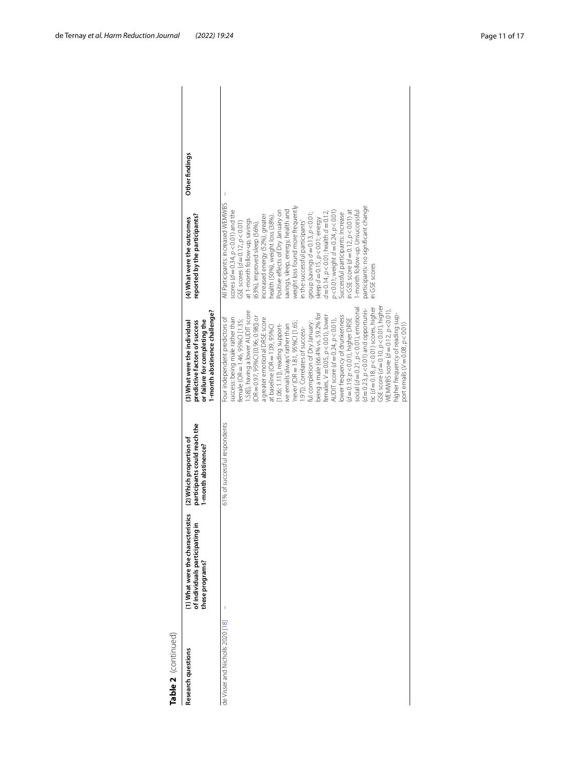**Table 2** (continued)

| Research questions | (1) What were the characteristics of individuals participating in these programs? | (2) Which proportion of participants could reach the 1-month abstinence? | (3) What were the individual predictive factors of success or failure for completing the 1-month abstinence challenge? | (4) What were the outcomes reported by the participants? | Other findings |
|---|---|---|---|---|---|
| de Visser and Nicholls 2020 [18] | – | 61% of successful respondents | Four independent predictors of success: being male rather than female (OR = 1.46, 95%CI [1.35; 1.58]), having a lower AUDIT score (OR = 0.97, 95%CI [0.96; 0.98]) or a greater emotional DRSE score at baseline (OR = 1.09, 95%CI [1.06; 1.11]), reading supportive emails 'always' rather than 'never' (OR = 1.81, 95%CI [1.65; 1.97]). Correlates of successful completion of Dry January: being a male (66.4% vs. 59.2% for females, $V = 0.05$, $p < 0.01$), lower AUDIT score ($d = 0.24$, $p < 0.01$), lower frequency of drunkenness ($d = 0.19$, $p < 0.01$), higher DRSE social ($d = 0.21$, $p < 0.01$), emotional ($d = 0.23$, $p < 0.01$) and opportunistic ($d = 0.18$, $p < 0.01$) scores, higher GSE score ($d = 0.10$, $p < 0.01$), higher WEMWBS score ($d = 0.12$, $p < 0.01$), higher frequency of reading support emails ($V = 0.08$, $p < 0.01$) | All Participants: increased WEMWBS scores ($d = 0.34$, $p < 0.01$) and the GSE scores ($d = 0.12$, $p < 0.01$) at 1-month follow-up, savings (63%), improved sleep (56%), increased energy (52%), greater health (50%), weight loss (38%). Positive effects of Dry January on savings, sleep, energy, health and weight loss found more frequently in the successful participants' group (savings $d = 0.13$, $p < 0.01$; sleep $d = 0.15$, $p < 0.01$; energy $d = 0.14$, $p < 0.01$; health $d = 0.12$, $p < 0.01$; weight $d = 0.24$, $p < 0.01$) Successful participants: Increase in GSE score ($d = 0.12$, $p < 0.01$) at 1-month follow-up. Unsuccessful participants: no significant change in GSE scores | – |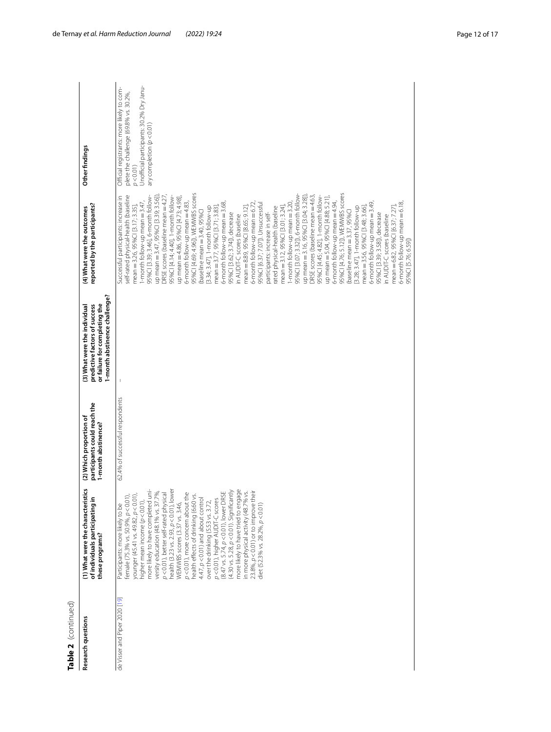**Table 2** (continued)

| Research questions | (1) What were the characteristics of individuals participating in these programs? | (2) Which proportion of participants could reach the 1-month abstinence? | (3) What were the individual predictive factors of success or failure for completing the 1-month abstinence challenge? | (4) What were the outcomes reported by the participants? | Other findings |
|---|---|---|---|---|---|
| de Visser and Piper 2020 [19] | Participants: more likely to be female (75.3% vs. 50.9%, $p < 0.01$), younger (45.41 vs. 49.82, $p < 0.01$), higher mean income ($p < 0.01$), more likely to have completed university education (48.1% vs. 37.7%, $p < 0.01$), better self-rated physical health (3.23 vs. 2.93, $p < 0.01$), lower WEMWBS scores (3.37 vs. 3.46, $p < 0.01$), more concern about the health effects of drinking (6.60 vs. 4.47, $p < 0.01$) and about control over the drinking (5.53 vs. 3.72, $p < 0.01$), higher AUDIT-C scores (8.47 vs. 5.74, $p < 0.01$), lower DRSE (4.30 vs. 5.28, $p < 0.01$). Significantly more likely to have tried to engage in more physical activity (48.7% vs. 23.8%, $p < 0.01$) or to improve their diet (52.3% vs. 28.2%, $p < 0.01$) | 62.4% of successful respondents | – | Successful participants: increase in self-rated physical-health (baseline mean = 3.26, 95%CI [3.17; 3.35], 1-month follow-up mean = 3.47, 95%CI [3.39; 3.46], 6-month follow-up mean = 3.47, 95%CI [3.39; 3.56]), DRSE scores (baseline mean = 4.27, 95%CI [4.14; 4.40], 1-month follow-up mean = 4.86, 95%CI [4.73; 4.98], 6-month follow-up mean = 4.83, 95%CI [4.69; 4.96]), WEMWBS scores (baseline mean = 3.40, 95%CI [3.34; 3.47], 1-month follow-up mean = 3.77, 95%CI [3.71; 3.83], 6-month follow-up mean = 3.68, 95%CI [3.62; 3.74]), decrease in AUDIT-C scores (baseline mean = 8.89, 95%CI [8.65; 9.12], 6-month follow-up mean = 6.72, 95%CI [6.37; 7.07]). Unsuccessful participants: increase in self-rated physical-health (baseline mean = 3.12, 95%CI [3.01; 3.24], 1-month follow-up mean = 3.20, 95%CI [3.07; 3.32]), 6-month follow-up mean = 3.16, 95%CI [3.04; 3.28]), DRSE scores (baseline mean = 4.63, 95%CI [4.45; 4.82], 1-month follow-up mean = 5.04, 95%CI [4.88; 5.21], 6-month follow-up mean = 4.94, 95%CI [4.76; 5.12]), WEMWBS scores (baseline mean = 3.37, 95%CI [3.28; 3.47], 1-month follow-up mean = 3.56, 95%CI [3.48; 3.66], 6-month follow-up mean = 3.49, 95%CI [3.39; 3.58]), decrease in AUDIT-C scores (baseline mean = 6.82, 95%CI [6.37; 7.27], 6-month follow-up mean = 6.18, 95%CI [5.76; 6.59]) | Official registrants: more likely to complete the challenge (69.8% vs. 30.2%, $p < 0.01$) Unofficial participants: 30.2% Dry January completion ($p < 0.01$) |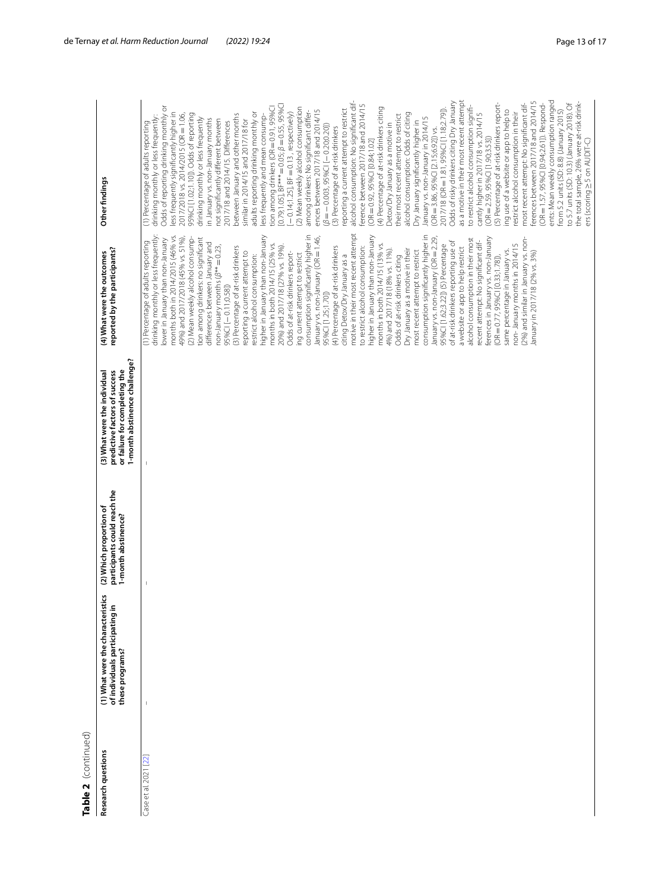**Table 2** (continued)

| Research questions | (1) What were the characteristics of individuals participating in these programs? | (2) Which proportion of participants could reach the 1-month abstinence? | (3) What were the individual predictive factors of success or failure for completing the 1-month abstinence challenge? | (4) What were the outcomes reported by the participants? | Other findings |
|---|---|---|---|---|---|
| Case et al. 2021 [22] | – | – | – | (1) Percentage of adults reporting drinking monthly or less frequently: lower in January than non-January months both in 2014/2015 (46% vs. 49%) and 2017/2018 (45% vs. 51%). (2) Mean weekly alcohol consumption among drinkers: no significant differences between January and non-January months ($\beta$** = 0.23, 95%CI [− 0.11;0.58]) (3) Percentage of at-risk drinkers reporting a current attempt to restrict alcohol consumption: higher in January than non-January months in both 2014/15 (25% vs. 20%) and 2017/18 (27% vs. 19%). Odds of at-risk drinkers reporting current attempt to restrict consumption significantly higher in January vs. non-January (OR = 1.46, 95%CI [1.25;1.70]) (4) Percentage of at-risk drinkers citing Detox/Dry January as a motive in their most recent attempt to restrict alcohol consumption: higher in January than non-January months in both 2014/15 (13% vs. 4%) and 2017/18 (18% vs. 11%). Odds of at-risk drinkers citing Dry January as a motive in their most recent attempt to restrict consumption significantly higher in January vs. non-January (OR = 2.29, 95%CI [1.62;3.22]) (5) Percentage of at-risk drinkers reporting use of a website or app to help restrict alcohol consumption in their most recent attempt: No significant differences in January vs. non-January (OR = 0.77, 95%CI [0.33;1.78]), same percentage in January vs. non-January months in 2014/15 (2%) and similar in January vs. non-January in 2017/18 (2% vs. 3%) | (1) Percentage of adults reporting drinking monthly or less frequently: Odds of reporting drinking monthly or less frequently significantly higher in 2017/2018 vs. 2014/2015 (OR = 1.06, 95%CI [1.02;1.10]). Odds of reporting drinking monthly or less frequently in January vs. non-January months not significantly different between 2017/18 and 2014/15. Differences between January and other months similar in 2014/15 and 2017/18 for adults reporting drinking monthly or less frequently and mean consumption among drinkers (OR = 0.91, 95%CI [0.79;1.05], BF*** = 0.05; $\beta$ = 0.55, 95%CI [− 0.14;1.25], BF = 0.13, respectively) (2) Mean weekly alcohol consumption among drinkers: No significant differences between 2017/18 and 2014/15 ($\beta$ = − 0.003, 95%CI [− 0.20;0.20]) (3) Percentage of at-risk drinkers reporting a current attempt to restrict alcohol consumption: No significant difference between 2017/18 and 2014/15 (OR = 0.92, 95%CI [0.84;1.02]) (4) Percentage of at-risk drinkers citing Detox/Dry January as a motive in their most recent attempt to restrict alcohol consumption: Odds of citing Dry January significantly higher in January vs. non-January in 2014/15 (OR = 3.86, 95%CI [2.15;6.92]) vs. 2017/18 (OR = 1.81, 95%CI [1.18;2.79]). Odds of risky drinkers citing Dry January as a motive in their most recent attempt to restrict alcohol consumption significantly higher in 2017/18 vs. 2014/15 (OR = 2.59, 95%CI [1.90;3.53]) (5) Percentage of at-risk drinkers reporting use of a website or app to help to restrict alcohol consumption in their most recent attempt: No significant differences between 2017/18 and 2014/15 (OR = 1.57, 95%CI [0.94;2.61]). Respondents: Mean weekly consumption ranged from 5.2 units (SD: 8.8) (January 2015) to 5.7 units (SD: 10.3) (January 2018). Of the total sample, 26% were at-risk drinkers (scoring ≥ 5 on AUDIT-C) |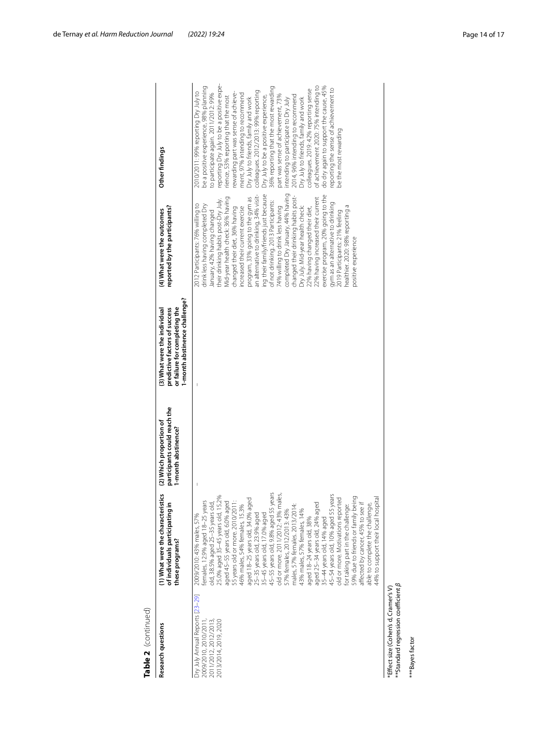**Table 2** (continued)

| Research questions | (1) What were the characteristics of individuals participating in these programs? | (2) Which proportion of participants could reach the 1-month abstinence? | (3) What were the individual predictive factors of success or failure for completing the 1-month abstinence challenge? | (4) What were the outcomes reported by the participants? | Other findings |
|---|---|---|---|---|---|
| Dry July Annual Reports [23–29] 2009/2010, 2010/2011, 2011/2012, 2012/2013, 2013/2014, 2019, 2020 | 2009/2010: 43% males, 57% females, 12.9% aged 18–25 years old, 38.5% aged 25–35 years old, 25.0% aged 35–45 years old, 15.2% aged 45–55 years old, 6.0% aged 55 years old or more. 2010/2011: 46% males, 54% females, 15.3% aged 18–25 years old, 34.0% aged 25–35 years old, 23.9% aged 35–45 years old, 17.0% aged 45–55 years old, 9.8% aged 55 years old or more. 2011/2012: 43% males, 57% females, 2012/2013: 43% males, 57% females. 2013/2014: 43% males, 57% females, 14% aged 18–24 years old, 38% aged 25–34 years old, 24% aged 35–44 years old, 14% aged 45–54 years old, 10% aged 55 years old or more. Motivations reported for taking part in the challenge: 59% due to friends or family being affected by cancer, 45% to see if able to complete the challenge, 44% to support their local hospital | – | – | 2012 Participants: 76% willing to drink less having completed Dry January, 42% having changed their drinking habits post-Dry July. Mid-year health check: 36% having changed their diet, 36% having increased their current exercise program, 33% going to the gym as an alternative to drinking, 34% visiting their family/friends just because of not drinking. 2013 Participants: 74% willing to drink less having completed Dry January, 44% having changed their drinking habits post-Dry July. Mid-year health check: 22% having changed their diet, 22% having increased their current exercise program, 20% going to the gym as an alternative to drinking. 2019 Participants: 21% feeling healthier. 2020: 98% reporting a positive experience | 2010/2011: 99% reporting Dry July to be a positive experience, 98% planning to participate again. 2011/2012: 99% reporting Dry July to be a positive experience, 53% reporting that the most rewarding part was sense of achievement, 97% intending to recommend Dry July to friends, family and work colleagues. 2012/2013: 99% reporting Dry July to be a positive experience, 36% reporting that the most rewarding part was sense of achievement, 73% intending to participate to Dry July 2014, 96% intending to recommend Dry July to friends, family and work colleagues. 2019: 42% reporting sense of achievement 2020: 75% intending to do dry again to support the cause, 45% reporting the sense of achievement to be the most rewarding |

*Effect size (Cohen's d, Cramer's V)

**Standard regression coefficient β

***Bayes factor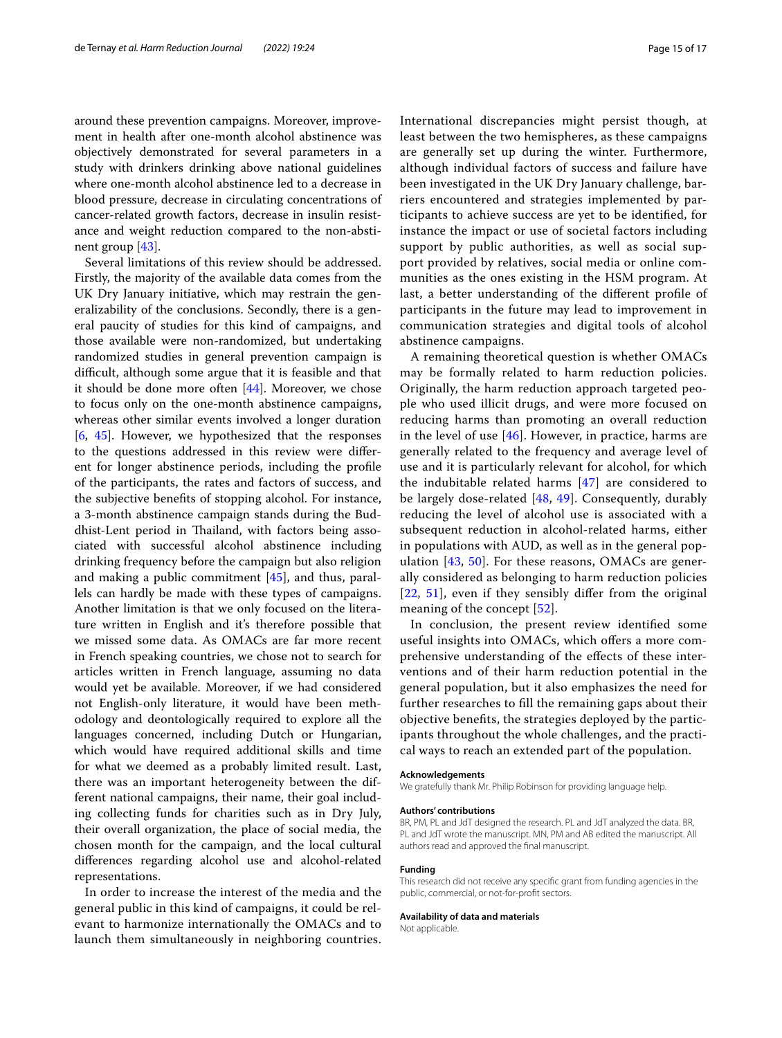around these prevention campaigns. Moreover, improvement in health after one-month alcohol abstinence was objectively demonstrated for several parameters in a study with drinkers drinking above national guidelines where one-month alcohol abstinence led to a decrease in blood pressure, decrease in circulating concentrations of cancer-related growth factors, decrease in insulin resistance and weight reduction compared to the non-abstinent group [43].

Several limitations of this review should be addressed. Firstly, the majority of the available data comes from the UK Dry January initiative, which may restrain the generalizability of the conclusions. Secondly, there is a general paucity of studies for this kind of campaigns, and those available were non-randomized, but undertaking randomized studies in general prevention campaign is difficult, although some argue that it is feasible and that it should be done more often [44]. Moreover, we chose to focus only on the one-month abstinence campaigns, whereas other similar events involved a longer duration [6, 45]. However, we hypothesized that the responses to the questions addressed in this review were different for longer abstinence periods, including the profile of the participants, the rates and factors of success, and the subjective benefits of stopping alcohol. For instance, a 3-month abstinence campaign stands during the Buddhist-Lent period in Thailand, with factors being associated with successful alcohol abstinence including drinking frequency before the campaign but also religion and making a public commitment [45], and thus, parallels can hardly be made with these types of campaigns. Another limitation is that we only focused on the literature written in English and it's therefore possible that we missed some data. As OMACs are far more recent in French speaking countries, we chose not to search for articles written in French language, assuming no data would yet be available. Moreover, if we had considered not English-only literature, it would have been methodology and deontologically required to explore all the languages concerned, including Dutch or Hungarian, which would have required additional skills and time for what we deemed as a probably limited result. Last, there was an important heterogeneity between the different national campaigns, their name, their goal including collecting funds for charities such as in Dry July, their overall organization, the place of social media, the chosen month for the campaign, and the local cultural differences regarding alcohol use and alcohol-related representations.

In order to increase the interest of the media and the general public in this kind of campaigns, it could be relevant to harmonize internationally the OMACs and to launch them simultaneously in neighboring countries. International discrepancies might persist though, at least between the two hemispheres, as these campaigns are generally set up during the winter. Furthermore, although individual factors of success and failure have been investigated in the UK Dry January challenge, barriers encountered and strategies implemented by participants to achieve success are yet to be identified, for instance the impact or use of societal factors including support by public authorities, as well as social support provided by relatives, social media or online communities as the ones existing in the HSM program. At last, a better understanding of the different profile of participants in the future may lead to improvement in communication strategies and digital tools of alcohol abstinence campaigns.

A remaining theoretical question is whether OMACs may be formally related to harm reduction policies. Originally, the harm reduction approach targeted people who used illicit drugs, and were more focused on reducing harms than promoting an overall reduction in the level of use [46]. However, in practice, harms are generally related to the frequency and average level of use and it is particularly relevant for alcohol, for which the indubitable related harms [47] are considered to be largely dose-related [48, 49]. Consequently, durably reducing the level of alcohol use is associated with a subsequent reduction in alcohol-related harms, either in populations with AUD, as well as in the general population [43, 50]. For these reasons, OMACs are generally considered as belonging to harm reduction policies [22, 51], even if they sensibly differ from the original meaning of the concept [52].

In conclusion, the present review identified some useful insights into OMACs, which offers a more comprehensive understanding of the effects of these interventions and of their harm reduction potential in the general population, but it also emphasizes the need for further researches to fill the remaining gaps about their objective benefits, the strategies deployed by the participants throughout the whole challenges, and the practical ways to reach an extended part of the population.

#### Acknowledgements

We gratefully thank Mr. Philip Robinson for providing language help.

#### Authors' contributions

BR, PM, PL and JdT designed the research. PL and JdT analyzed the data. BR, PL and JdT wrote the manuscript. MN, PM and AB edited the manuscript. All authors read and approved the final manuscript.

#### Funding

This research did not receive any specific grant from funding agencies in the public, commercial, or not-for-profit sectors.

#### Availability of data and materials

Not applicable.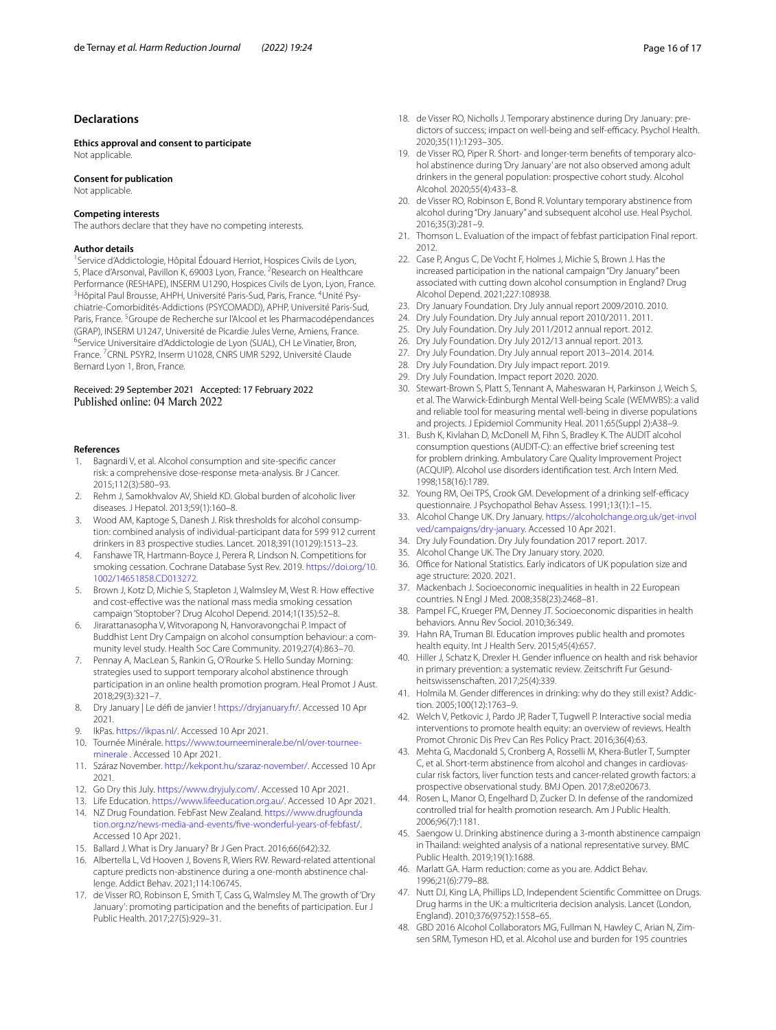## Declarations

**Ethics approval and consent to participate**
Not applicable.

**Consent for publication**
Not applicable.

**Competing interests**
The authors declare that they have no competing interests.

**Author details**
[1]Service d'Addictologie, Hôpital Édouard Herriot, Hospices Civils de Lyon, 5, Place d'Arsonval, Pavillon K, 69003 Lyon, France. [2]Research on Healthcare Performance (RESHAPE), INSERM U1290, Hospices Civils de Lyon, Lyon, France. [3]Hôpital Paul Brousse, AHPH, Université Paris-Sud, Paris, France. [4]Unité Psychiatrie-Comorbidités-Addictions (PSYCOMADD), APHP, Université Paris-Sud, Paris, France. [5]Groupe de Recherche sur l'Alcool et les Pharmacodépendances (GRAP), INSERM U1247, Université de Picardie Jules Verne, Amiens, France. [6]Service Universitaire d'Addictologie de Lyon (SUAL), CH Le Vinatier, Bron, France. [7]CRNL PSYR2, Inserm U1028, CNRS UMR 5292, Université Claude Bernard Lyon 1, Bron, France.

Received: 29 September 2021 Accepted: 17 February 2022
Published online: 04 March 2022

## References

1. Bagnardi V, et al. Alcohol consumption and site-specific cancer risk: a comprehensive dose-response meta-analysis. Br J Cancer. 2015;112(3):580–93.
2. Rehm J, Samokhvalov AV, Shield KD. Global burden of alcoholic liver diseases. J Hepatol. 2013;59(1):160–8.
3. Wood AM, Kaptoge S, Danesh J. Risk thresholds for alcohol consumption: combined analysis of individual-participant data for 599 912 current drinkers in 83 prospective studies. Lancet. 2018;391(10129):1513–23.
4. Fanshawe TR, Hartmann-Boyce J, Perera R, Lindson N. Competitions for smoking cessation. Cochrane Database Syst Rev. 2019. https://doi.org/10.1002/14651858.CD013272.
5. Brown J, Kotz D, Michie S, Stapleton J, Walmsley M, West R. How effective and cost-effective was the national mass media smoking cessation campaign 'Stoptober'? Drug Alcohol Depend. 2014;1(135):52–8.
6. Jirarattanasopha V, Witvorapong N, Hanvoravongchai P. Impact of Buddhist Lent Dry Campaign on alcohol consumption behaviour: a community level study. Health Soc Care Community. 2019;27(4):863–70.
7. Pennay A, MacLean S, Rankin G, O'Rourke S. Hello Sunday Morning: strategies used to support temporary alcohol abstinence through participation in an online health promotion program. Heal Promot J Aust. 2018;29(3):321–7.
8. Dry January | Le défi de janvier ! https://dryjanuary.fr/. Accessed 10 Apr 2021.
9. IkPas. https://ikpas.nl/. Accessed 10 Apr 2021.
10. Tournée Minérale. https://www.tourneeminerale.be/nl/over-tournee-minerale . Accessed 10 Apr 2021.
11. Száraz November. http://kekpont.hu/szaraz-november/. Accessed 10 Apr 2021.
12. Go Dry this July. https://www.dryjuly.com/. Accessed 10 Apr 2021.
13. Life Education. https://www.lifeeducation.org.au/. Accessed 10 Apr 2021.
14. NZ Drug Foundation. FebFast New Zealand. https://www.drugfoundation.org.nz/news-media-and-events/five-wonderful-years-of-febfast/. Accessed 10 Apr 2021.
15. Ballard J. What is Dry January? Br J Gen Pract. 2016;66(642):32.
16. Albertella L, Vd Hooven J, Bovens R, Wiers RW. Reward-related attentional capture predicts non-abstinence during a one-month abstinence challenge. Addict Behav. 2021;114:106745.
17. de Visser RO, Robinson E, Smith T, Cass G, Walmsley M. The growth of 'Dry January': promoting participation and the benefits of participation. Eur J Public Health. 2017;27(5):929–31.
18. de Visser RO, Nicholls J. Temporary abstinence during Dry January: predictors of success; impact on well-being and self-efficacy. Psychol Health. 2020;35(11):1293–305.
19. de Visser RO, Piper R. Short- and longer-term benefits of temporary alcohol abstinence during 'Dry January' are not also observed among adult drinkers in the general population: prospective cohort study. Alcohol Alcohol. 2020;55(4):433–8.
20. de Visser RO, Robinson E, Bond R. Voluntary temporary abstinence from alcohol during "Dry January" and subsequent alcohol use. Heal Psychol. 2016;35(3):281–9.
21. Thomson L. Evaluation of the impact of febfast participation Final report. 2012.
22. Case P, Angus C, De Vocht F, Holmes J, Michie S, Brown J. Has the increased participation in the national campaign "Dry January" been associated with cutting down alcohol consumption in England? Drug Alcohol Depend. 2021;227:108938.
23. Dry January Foundation. Dry July annual report 2009/2010. 2010.
24. Dry July Foundation. Dry July annual report 2010/2011. 2011.
25. Dry July Foundation. Dry July 2011/2012 annual report. 2012.
26. Dry July Foundation. Dry July 2012/13 annual report. 2013.
27. Dry July Foundation. Dry July annual report 2013–2014. 2014.
28. Dry July Foundation. Dry July impact report. 2019.
29. Dry July Foundation. Impact report 2020. 2020.
30. Stewart-Brown S, Platt S, Tennant A, Maheswaran H, Parkinson J, Weich S, et al. The Warwick-Edinburgh Mental Well-being Scale (WEMWBS): a valid and reliable tool for measuring mental well-being in diverse populations and projects. J Epidemiol Community Heal. 2011;65(Suppl 2):A38–9.
31. Bush K, Kivlahan D, McDonell M, Fihn S, Bradley K. The AUDIT alcohol consumption questions (AUDIT-C): an effective brief screening test for problem drinking. Ambulatory Care Quality Improvement Project (ACQUIP). Alcohol use disorders identification test. Arch Intern Med. 1998;158(16):1789.
32. Young RM, Oei TPS, Crook GM. Development of a drinking self-efficacy questionnaire. J Psychopathol Behav Assess. 1991;13(1):1–15.
33. Alcohol Change UK. Dry January. https://alcoholchange.org.uk/get-involved/campaigns/dry-january. Accessed 10 Apr 2021.
34. Dry July Foundation. Dry July foundation 2017 report. 2017.
35. Alcohol Change UK. The Dry January story. 2020.
36. Office for National Statistics. Early indicators of UK population size and age structure: 2020. 2021.
37. Mackenbach J. Socioeconomic inequalities in health in 22 European countries. N Engl J Med. 2008;358(23):2468–81.
38. Pampel FC, Krueger PM, Denney JT. Socioeconomic disparities in health behaviors. Annu Rev Sociol. 2010;36:349.
39. Hahn RA, Truman BI. Education improves public health and promotes health equity. Int J Health Serv. 2015;45(4):657.
40. Hiller J, Schatz K, Drexler H. Gender influence on health and risk behavior in primary prevention: a systematic review. Zeitschrift Fur Gesundheitswissenschaften. 2017;25(4):339.
41. Holmila M. Gender differences in drinking: why do they still exist? Addiction. 2005;100(12):1763–9.
42. Welch V, Petkovic J, Pardo JP, Rader T, Tugwell P. Interactive social media interventions to promote health equity: an overview of reviews. Health Promot Chronic Dis Prev Can Res Policy Pract. 2016;36(4):63.
43. Mehta G, Macdonald S, Cronberg A, Rosselli M, Khera-Butler T, Sumpter C, et al. Short-term abstinence from alcohol and changes in cardiovascular risk factors, liver function tests and cancer-related growth factors: a prospective observational study. BMJ Open. 2017;8:e020673.
44. Rosen L, Manor O, Engelhard D, Zucker D. In defense of the randomized controlled trial for health promotion research. Am J Public Health. 2006;96(7):1181.
45. Saengow U. Drinking abstinence during a 3-month abstinence campaign in Thailand: weighted analysis of a national representative survey. BMC Public Health. 2019;19(1):1688.
46. Marlatt GA. Harm reduction: come as you are. Addict Behav. 1996;21(6):779–88.
47. Nutt DJ, King LA, Phillips LD, Independent Scientific Committee on Drugs. Drug harms in the UK: a multicriteria decision analysis. Lancet (London, England). 2010;376(9752):1558–65.
48. GBD 2016 Alcohol Collaborators MG, Fullman N, Hawley C, Arian N, Zimsen SRM, Tymeson HD, et al. Alcohol use and burden for 195 countries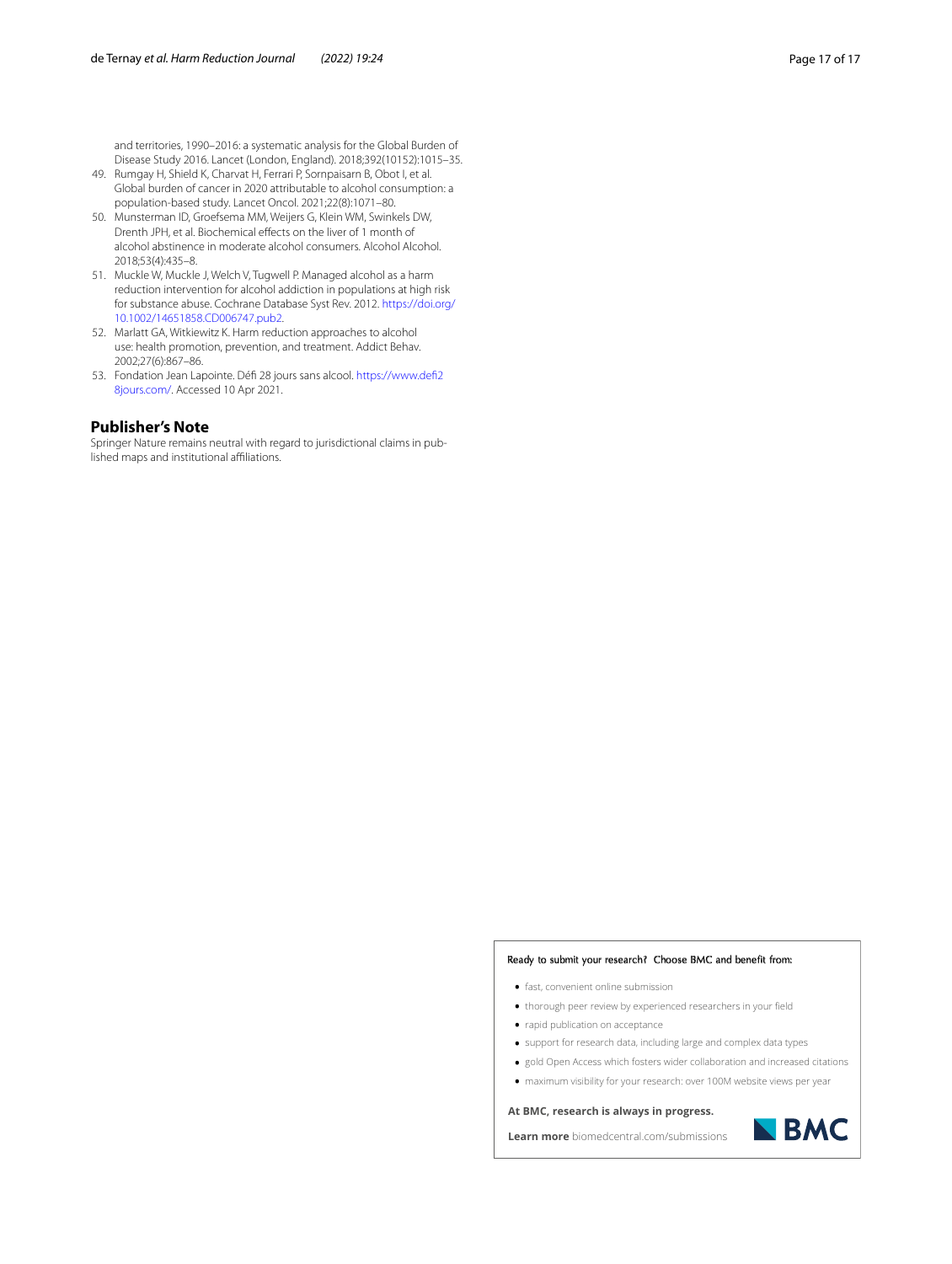and territories, 1990–2016: a systematic analysis for the Global Burden of Disease Study 2016. Lancet (London, England). 2018;392(10152):1015–35.

49. Rumgay H, Shield K, Charvat H, Ferrari P, Sornpaisarn B, Obot I, et al. Global burden of cancer in 2020 attributable to alcohol consumption: a population-based study. Lancet Oncol. 2021;22(8):1071–80.
50. Munsterman ID, Groefsema MM, Weijers G, Klein WM, Swinkels DW, Drenth JPH, et al. Biochemical effects on the liver of 1 month of alcohol abstinence in moderate alcohol consumers. Alcohol Alcohol. 2018;53(4):435–8.
51. Muckle W, Muckle J, Welch V, Tugwell P. Managed alcohol as a harm reduction intervention for alcohol addiction in populations at high risk for substance abuse. Cochrane Database Syst Rev. 2012. https://doi.org/10.1002/14651858.CD006747.pub2.
52. Marlatt GA, Witkiewitz K. Harm reduction approaches to alcohol use: health promotion, prevention, and treatment. Addict Behav. 2002;27(6):867–86.
53. Fondation Jean Lapointe. Défi 28 jours sans alcool. https://www.defi28jours.com/. Accessed 10 Apr 2021.

## Publisher's Note

Springer Nature remains neutral with regard to jurisdictional claims in published maps and institutional affiliations.

Ready to submit your research? Choose BMC and benefit from:

- fast, convenient online submission
- thorough peer review by experienced researchers in your field
- rapid publication on acceptance
- support for research data, including large and complex data types
- gold Open Access which fosters wider collaboration and increased citations
- maximum visibility for your research: over 100M website views per year

**At BMC, research is always in progress.**

**Learn more** biomedcentral.com/submissions

BMC